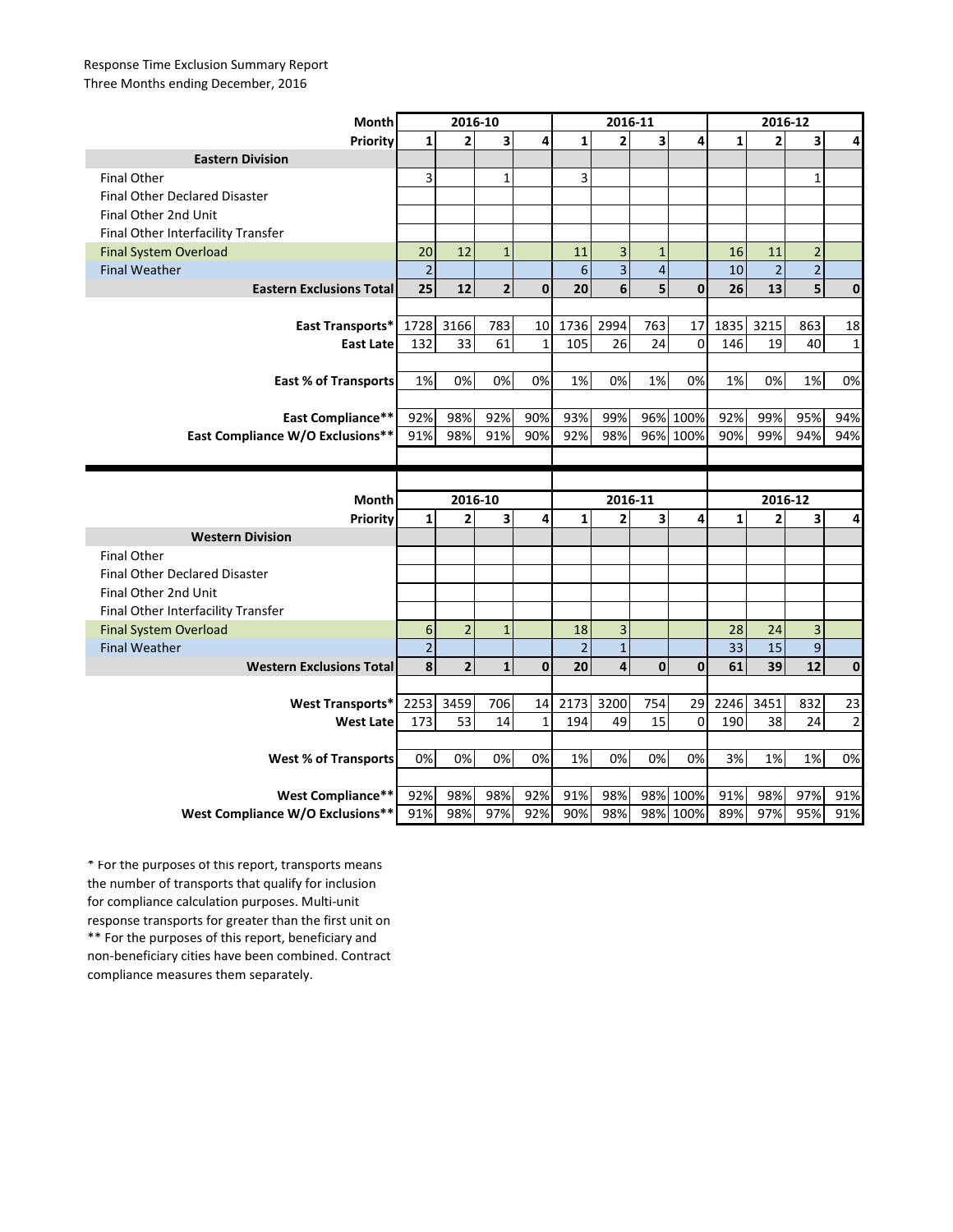Response Time Exclusion Summary Report
Three Months ending December, 2016

| Month | 2016-10 | | | | 2016-11 | | | | 2016-12 | | | |
|---|---|---|---|---|---|---|---|---|---|---|---|---|
| **Priority** | **1** | **2** | **3** | **4** | **1** | **2** | **3** | **4** | **1** | **2** | **3** | **4** |
| **Eastern Division** | | | | | | | | | | | | |
| Final Other | 3 | | 1 | | 3 | | | | | | 1 | |
| Final Other Declared Disaster | | | | | | | | | | | | |
| Final Other 2nd Unit | | | | | | | | | | | | |
| Final Other Interfacility Transfer | | | | | | | | | | | | |
| Final System Overload | 20 | 12 | 1 | | 11 | 3 | 1 | | 16 | 11 | 2 | |
| Final Weather | 2 | | | | 6 | 3 | 4 | | 10 | 2 | 2 | |
| **Eastern Exclusions Total** | **25** | **12** | **2** | **0** | **20** | **6** | **5** | **0** | **26** | **13** | **5** | **0** |
| | | | | | | | | | | | | |
| **East Transports*** | 1728 | 3166 | 783 | 10 | 1736 | 2994 | 763 | 17 | 1835 | 3215 | 863 | 18 |
| **East Late** | 132 | 33 | 61 | 1 | 105 | 26 | 24 | 0 | 146 | 19 | 40 | 1 |
| | | | | | | | | | | | | |
| **East % of Transports** | 1% | 0% | 0% | 0% | 1% | 0% | 1% | 0% | 1% | 0% | 1% | 0% |
| | | | | | | | | | | | | |
| **East Compliance**** | 92% | 98% | 92% | 90% | 93% | 99% | 96% | 100% | 92% | 99% | 95% | 94% |
| **East Compliance W/O Exclusions**** | 91% | 98% | 91% | 90% | 92% | 98% | 96% | 100% | 90% | 99% | 94% | 94% |

| Month | 2016-10 | | | | 2016-11 | | | | 2016-12 | | | |
|---|---|---|---|---|---|---|---|---|---|---|---|---|
| **Priority** | **1** | **2** | **3** | **4** | **1** | **2** | **3** | **4** | **1** | **2** | **3** | **4** |
| **Western Division** | | | | | | | | | | | | |
| Final Other | | | | | | | | | | | | |
| Final Other Declared Disaster | | | | | | | | | | | | |
| Final Other 2nd Unit | | | | | | | | | | | | |
| Final Other Interfacility Transfer | | | | | | | | | | | | |
| Final System Overload | 6 | 2 | 1 | | 18 | 3 | | | 28 | 24 | 3 | |
| Final Weather | 2 | | | | 2 | 1 | | | 33 | 15 | 9 | |
| **Western Exclusions Total** | **8** | **2** | **1** | **0** | **20** | **4** | **0** | **0** | **61** | **39** | **12** | **0** |
| | | | | | | | | | | | | |
| **West Transports*** | 2253 | 3459 | 706 | 14 | 2173 | 3200 | 754 | 29 | 2246 | 3451 | 832 | 23 |
| **West Late** | 173 | 53 | 14 | 1 | 194 | 49 | 15 | 0 | 190 | 38 | 24 | 2 |
| | | | | | | | | | | | | |
| **West % of Transports** | 0% | 0% | 0% | 0% | 1% | 0% | 0% | 0% | 3% | 1% | 1% | 0% |
| | | | | | | | | | | | | |
| **West Compliance**** | 92% | 98% | 98% | 92% | 91% | 98% | 98% | 100% | 91% | 98% | 97% | 91% |
| **West Compliance W/O Exclusions**** | 91% | 98% | 97% | 92% | 90% | 98% | 98% | 100% | 89% | 97% | 95% | 91% |

* For the purposes of this report, transports means the number of transports that qualify for inclusion for compliance calculation purposes. Multi-unit response transports for greater than the first unit on

** For the purposes of this report, beneficiary and non-beneficiary cities have been combined. Contract compliance measures them separately.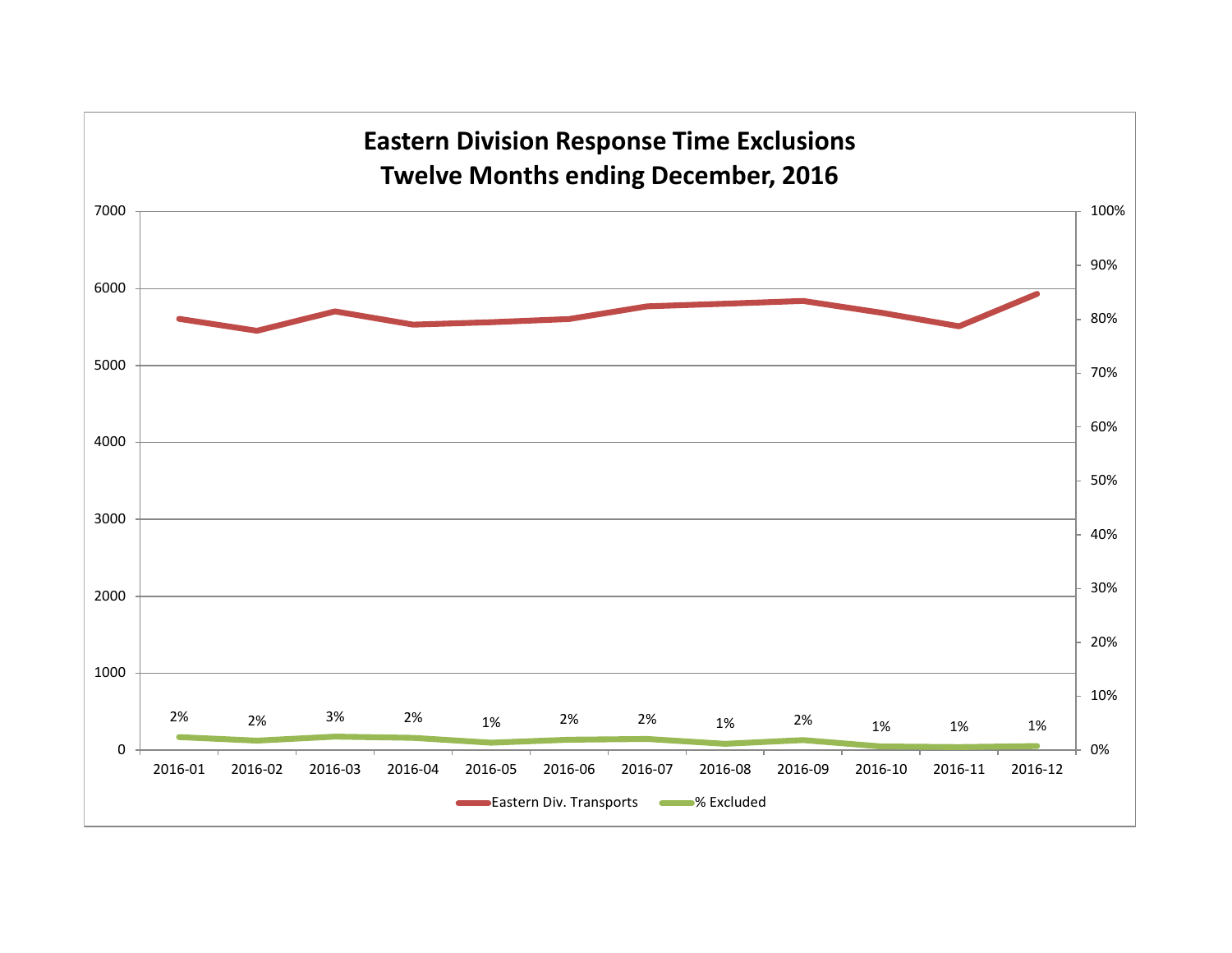# Eastern Division Response Time Exclusions
## Twelve Months ending December, 2016

| Month | % Excluded |
|---|---|
| 2016-01 | 2% |
| 2016-02 | 2% |
| 2016-03 | 3% |
| 2016-04 | 2% |
| 2016-05 | 1% |
| 2016-06 | 2% |
| 2016-07 | 2% |
| 2016-08 | 1% |
| 2016-09 | 2% |
| 2016-10 | 1% |
| 2016-11 | 1% |
| 2016-12 | 1% |

Eastern Div. Transports | % Excluded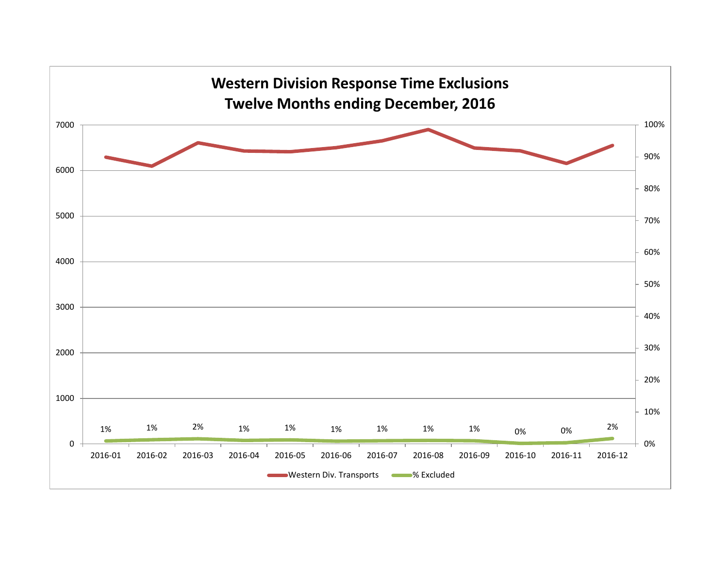# Western Division Response Time Exclusions
## Twelve Months ending December, 2016

7000
6000
5000
4000
3000
2000
1000
0

100%
90%
80%
70%
60%
50%
40%
30%
20%
10%
0%

1% 1% 2% 1% 1% 1% 1% 1% 1% 0% 0% 2%

2016-01 2016-02 2016-03 2016-04 2016-05 2016-06 2016-07 2016-08 2016-09 2016-10 2016-11 2016-12

Western Div. Transports
% Excluded